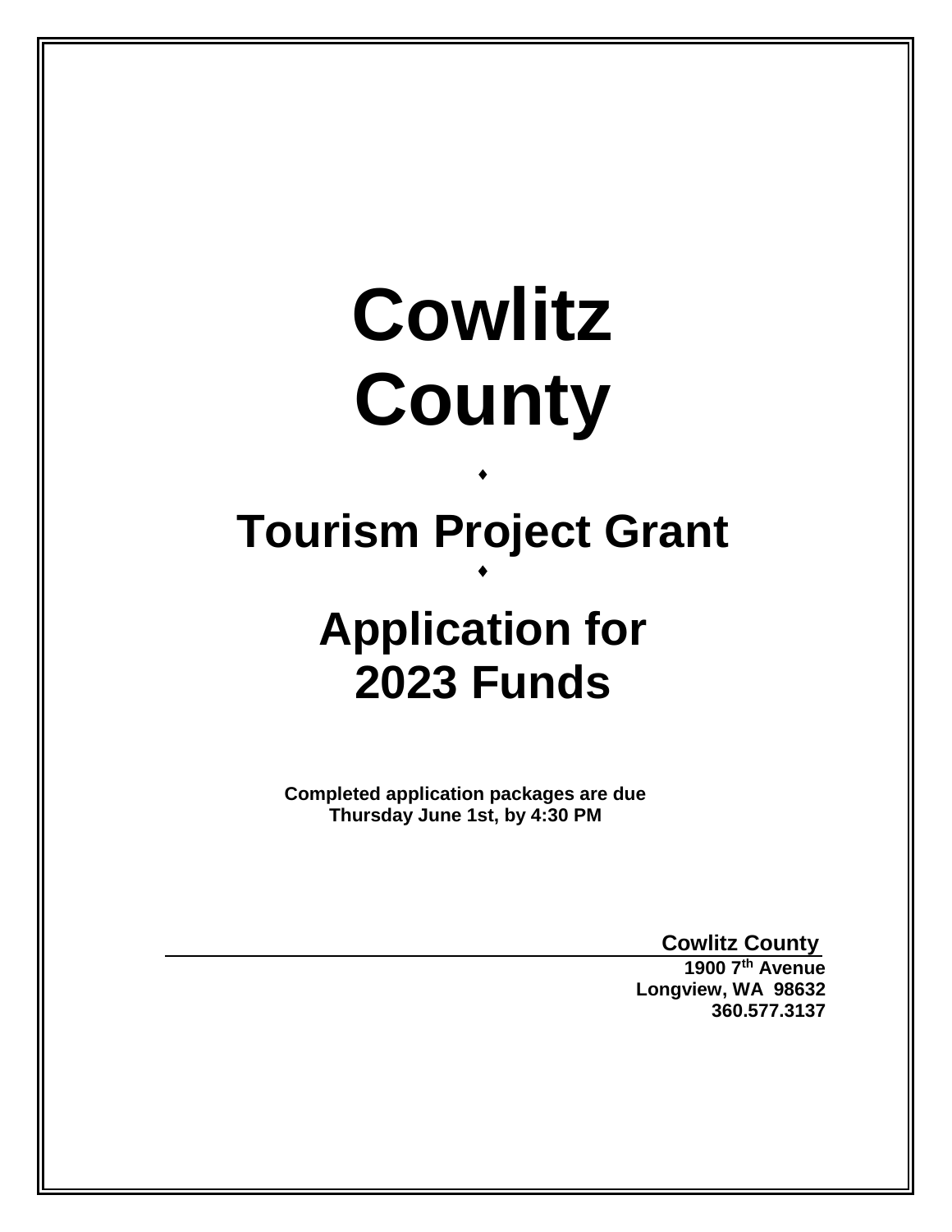# Cowlitz County

♦

# Tourism Project Grant

♦

# Application for 2023 Funds

**Completed application packages are due Thursday June 1st, by 4:30 PM**

**Cowlitz County**
**1900 7th Avenue**
**Longview, WA 98632**
**360.577.3137**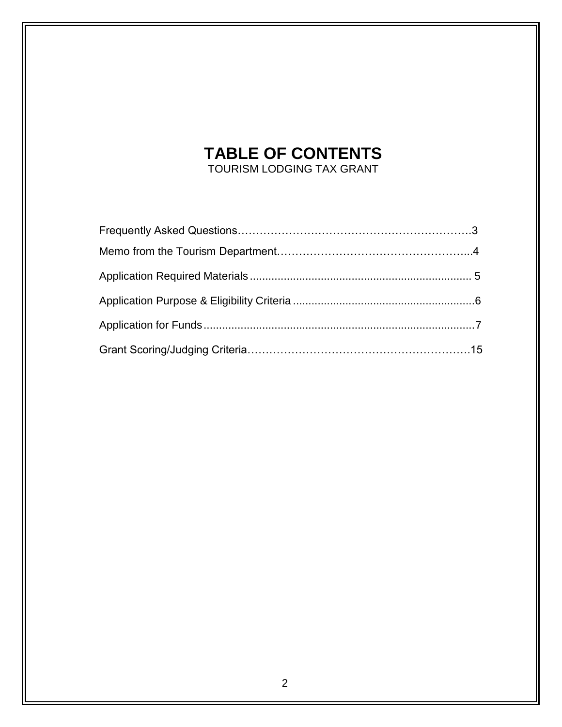# TABLE OF CONTENTS

TOURISM LODGING TAX GRANT

Frequently Asked Questions……………………………………………………….3

Memo from the Tourism Department……………………………………………...4

Application Required Materials ....................................................................... 5

Application Purpose & Eligibility Criteria ..........................................................6

Application for Funds.......................................................................................7

Grant Scoring/Judging Criteria……………………………………………………15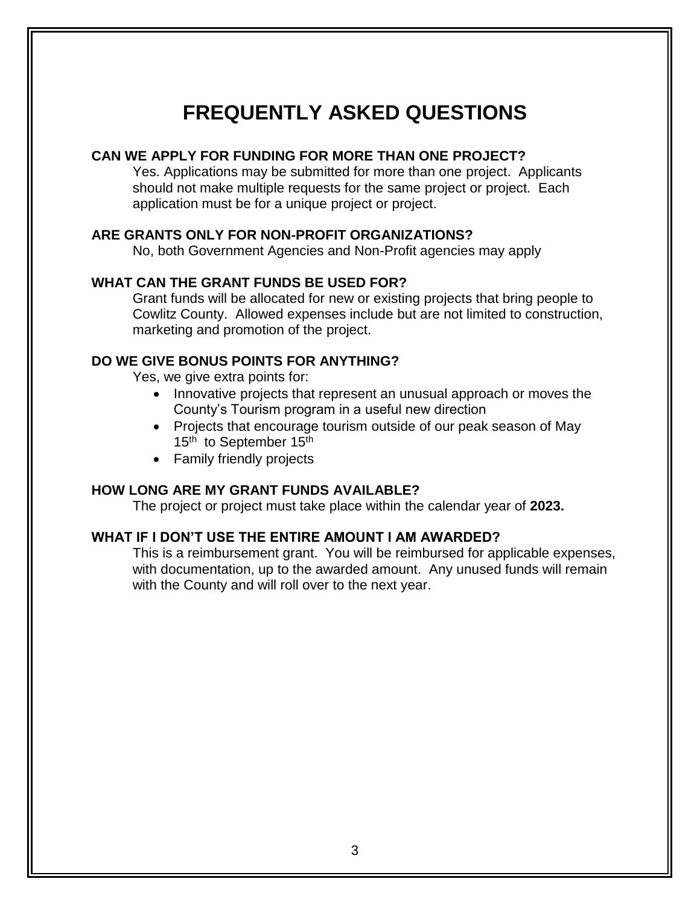# FREQUENTLY ASKED QUESTIONS

**CAN WE APPLY FOR FUNDING FOR MORE THAN ONE PROJECT?**

Yes. Applications may be submitted for more than one project. Applicants should not make multiple requests for the same project or project. Each application must be for a unique project or project.

**ARE GRANTS ONLY FOR NON-PROFIT ORGANIZATIONS?**

No, both Government Agencies and Non-Profit agencies may apply

**WHAT CAN THE GRANT FUNDS BE USED FOR?**

Grant funds will be allocated for new or existing projects that bring people to Cowlitz County. Allowed expenses include but are not limited to construction, marketing and promotion of the project.

**DO WE GIVE BONUS POINTS FOR ANYTHING?**

Yes, we give extra points for:

- Innovative projects that represent an unusual approach or moves the County's Tourism program in a useful new direction
- Projects that encourage tourism outside of our peak season of May 15th to September 15th
- Family friendly projects

**HOW LONG ARE MY GRANT FUNDS AVAILABLE?**

The project or project must take place within the calendar year of **2023.**

**WHAT IF I DON'T USE THE ENTIRE AMOUNT I AM AWARDED?**

This is a reimbursement grant. You will be reimbursed for applicable expenses, with documentation, up to the awarded amount. Any unused funds will remain with the County and will roll over to the next year.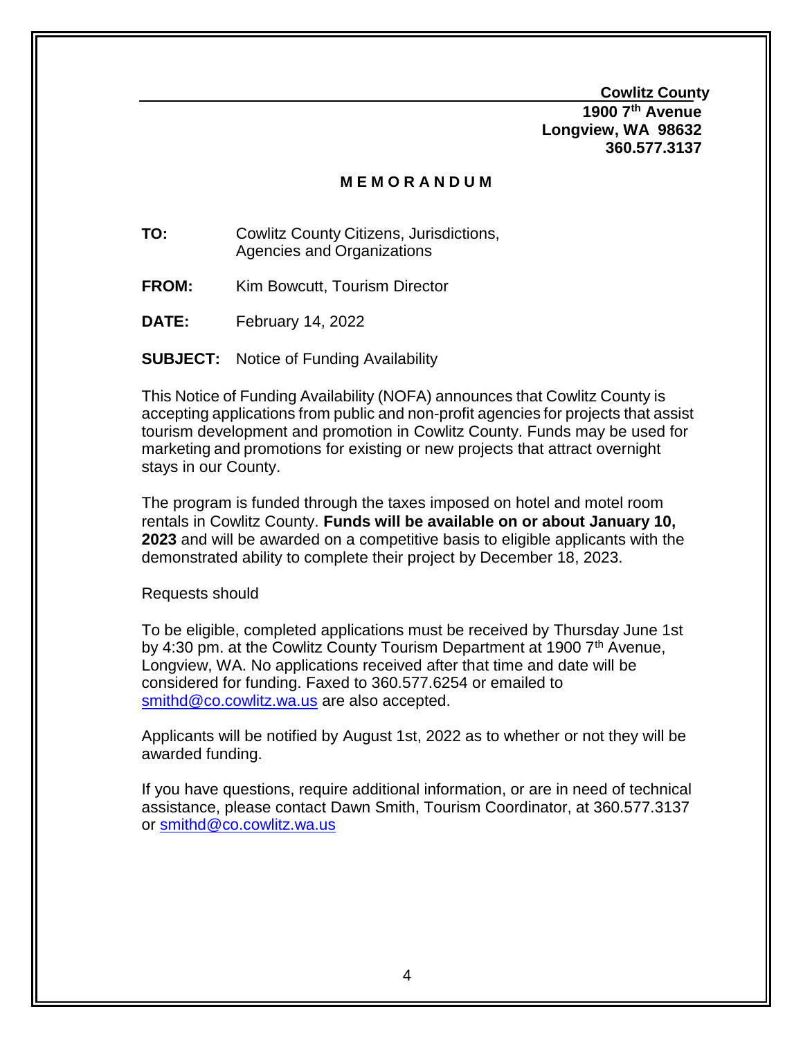**Cowlitz County**
**1900 7th Avenue**
**Longview, WA 98632**
**360.577.3137**

## M E M O R A N D U M

**TO:** Cowlitz County Citizens, Jurisdictions, Agencies and Organizations

**FROM:** Kim Bowcutt, Tourism Director

**DATE:** February 14, 2022

**SUBJECT:** Notice of Funding Availability

This Notice of Funding Availability (NOFA) announces that Cowlitz County is accepting applications from public and non-profit agencies for projects that assist tourism development and promotion in Cowlitz County. Funds may be used for marketing and promotions for existing or new projects that attract overnight stays in our County.

The program is funded through the taxes imposed on hotel and motel room rentals in Cowlitz County. **Funds will be available on or about January 10, 2023** and will be awarded on a competitive basis to eligible applicants with the demonstrated ability to complete their project by December 18, 2023.

Requests should

To be eligible, completed applications must be received by Thursday June 1st by 4:30 pm. at the Cowlitz County Tourism Department at 1900 7th Avenue, Longview, WA. No applications received after that time and date will be considered for funding. Faxed to 360.577.6254 or emailed to smithd@co.cowlitz.wa.us are also accepted.

Applicants will be notified by August 1st, 2022 as to whether or not they will be awarded funding.

If you have questions, require additional information, or are in need of technical assistance, please contact Dawn Smith, Tourism Coordinator, at 360.577.3137 or smithd@co.cowlitz.wa.us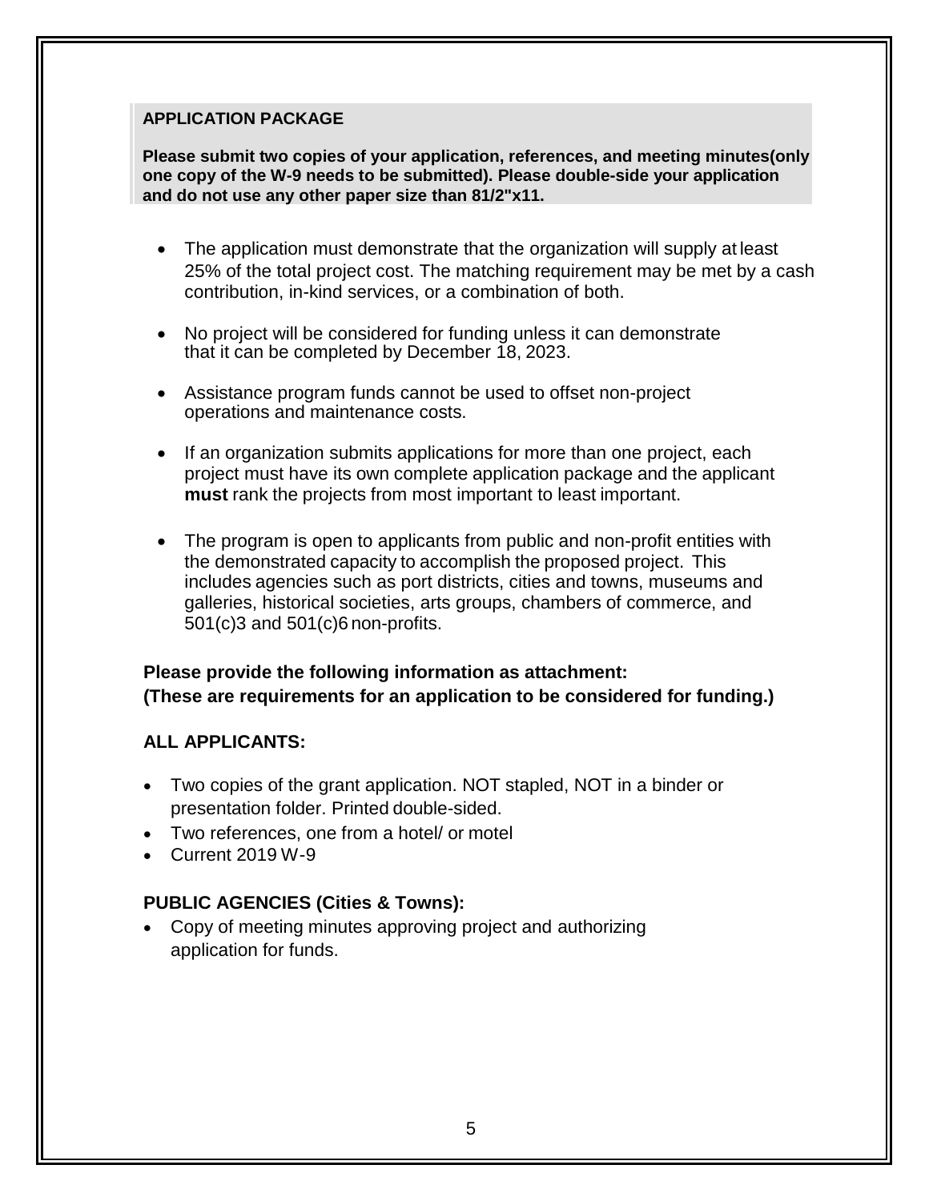**APPLICATION PACKAGE**

**Please submit two copies of your application, references, and meeting minutes(only one copy of the W-9 needs to be submitted). Please double-side your application and do not use any other paper size than 81/2"x11.**

- The application must demonstrate that the organization will supply at least 25% of the total project cost. The matching requirement may be met by a cash contribution, in-kind services, or a combination of both.
- No project will be considered for funding unless it can demonstrate that it can be completed by December 18, 2023.
- Assistance program funds cannot be used to offset non-project operations and maintenance costs.
- If an organization submits applications for more than one project, each project must have its own complete application package and the applicant **must** rank the projects from most important to least important.
- The program is open to applicants from public and non-profit entities with the demonstrated capacity to accomplish the proposed project. This includes agencies such as port districts, cities and towns, museums and galleries, historical societies, arts groups, chambers of commerce, and 501(c)3 and 501(c)6 non-profits.

**Please provide the following information as attachment:**
**(These are requirements for an application to be considered for funding.)**

**ALL APPLICANTS:**

- Two copies of the grant application. NOT stapled, NOT in a binder or presentation folder. Printed double-sided.
- Two references, one from a hotel/ or motel
- Current 2019 W-9

**PUBLIC AGENCIES (Cities & Towns):**

- Copy of meeting minutes approving project and authorizing application for funds.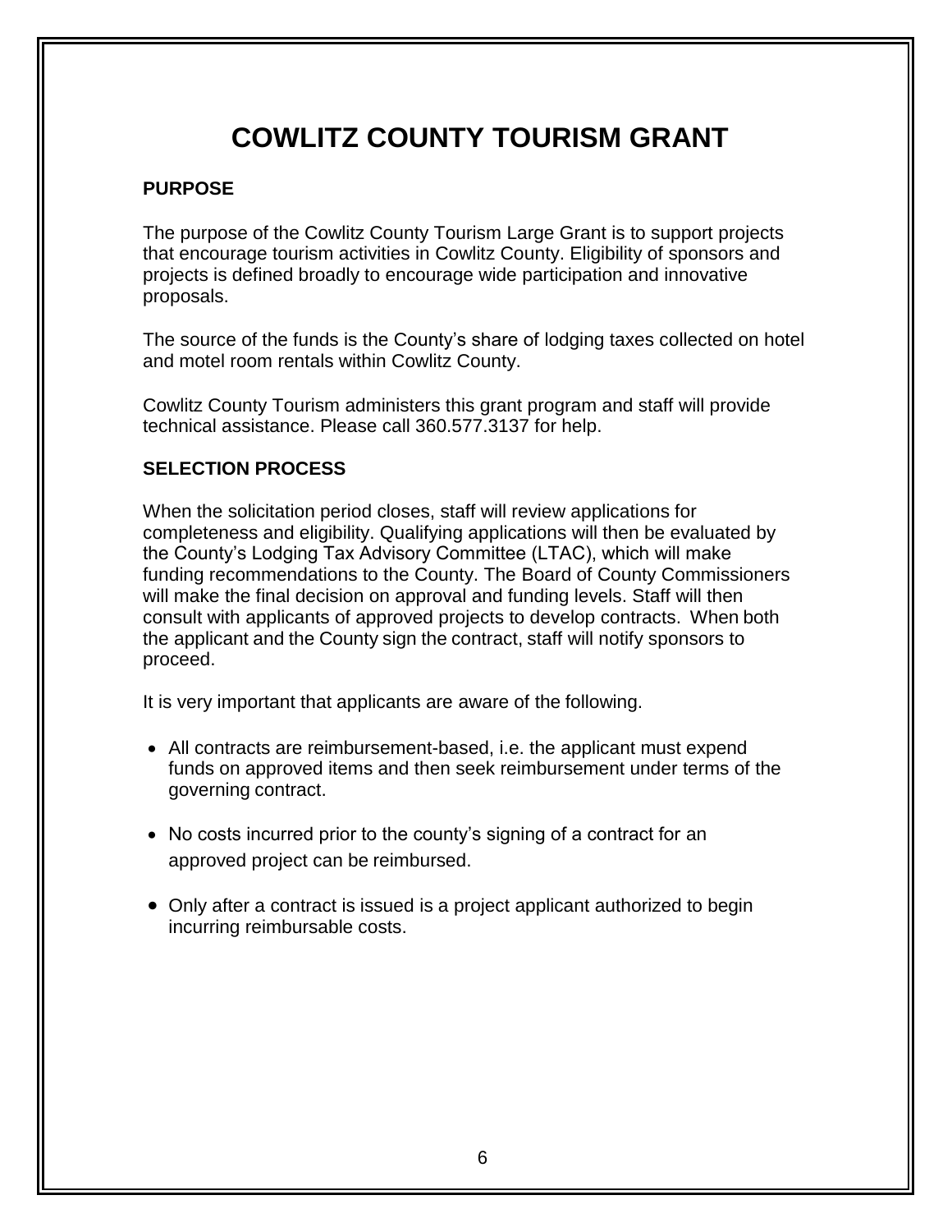# COWLITZ COUNTY TOURISM GRANT

## PURPOSE

The purpose of the Cowlitz County Tourism Large Grant is to support projects that encourage tourism activities in Cowlitz County. Eligibility of sponsors and projects is defined broadly to encourage wide participation and innovative proposals.

The source of the funds is the County's share of lodging taxes collected on hotel and motel room rentals within Cowlitz County.

Cowlitz County Tourism administers this grant program and staff will provide technical assistance. Please call 360.577.3137 for help.

## SELECTION PROCESS

When the solicitation period closes, staff will review applications for completeness and eligibility. Qualifying applications will then be evaluated by the County's Lodging Tax Advisory Committee (LTAC), which will make funding recommendations to the County. The Board of County Commissioners will make the final decision on approval and funding levels. Staff will then consult with applicants of approved projects to develop contracts. When both the applicant and the County sign the contract, staff will notify sponsors to proceed.

It is very important that applicants are aware of the following.

- All contracts are reimbursement-based, i.e. the applicant must expend funds on approved items and then seek reimbursement under terms of the governing contract.
- No costs incurred prior to the county's signing of a contract for an approved project can be reimbursed.
- Only after a contract is issued is a project applicant authorized to begin incurring reimbursable costs.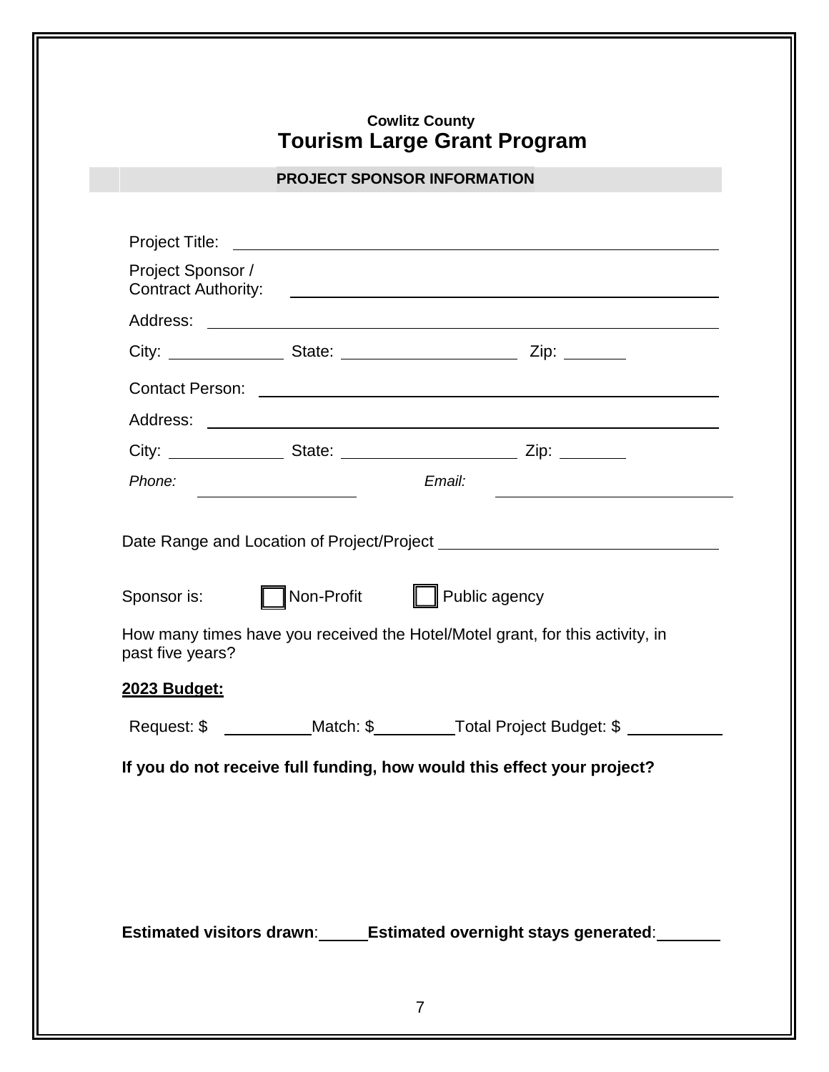**Cowlitz County**

# Tourism Large Grant Program

## PROJECT SPONSOR INFORMATION

Project Title: ______________________________

Project Sponsor / Contract Authority: ______________________________

Address: ______________________________

City: ____________ State: ________________ Zip: ______

Contact Person: ______________________________

Address: ______________________________

City: ____________ State: ________________ Zip: ______

*Phone:* ________________ *Email:* ______________________

Date Range and Location of Project/Project ______________________

Sponsor is: ☐ Non-Profit ☐ Public agency

How many times have you received the Hotel/Motel grant, for this activity, in past five years?

**2023 Budget:**

Request: $ _________ Match: $ _________ Total Project Budget: $ _________

**If you do not receive full funding, how would this effect your project?**

**Estimated visitors drawn**: _____ **Estimated overnight stays generated**: _____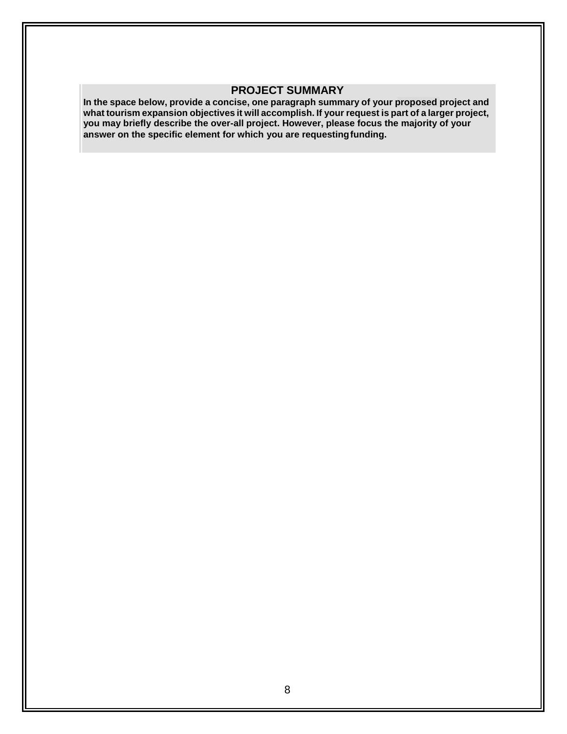## PROJECT SUMMARY

**In the space below, provide a concise, one paragraph summary of your proposed project and what tourism expansion objectives it will accomplish. If your request is part of a larger project, you may briefly describe the over-all project. However, please focus the majority of your answer on the specific element for which you are requesting funding.**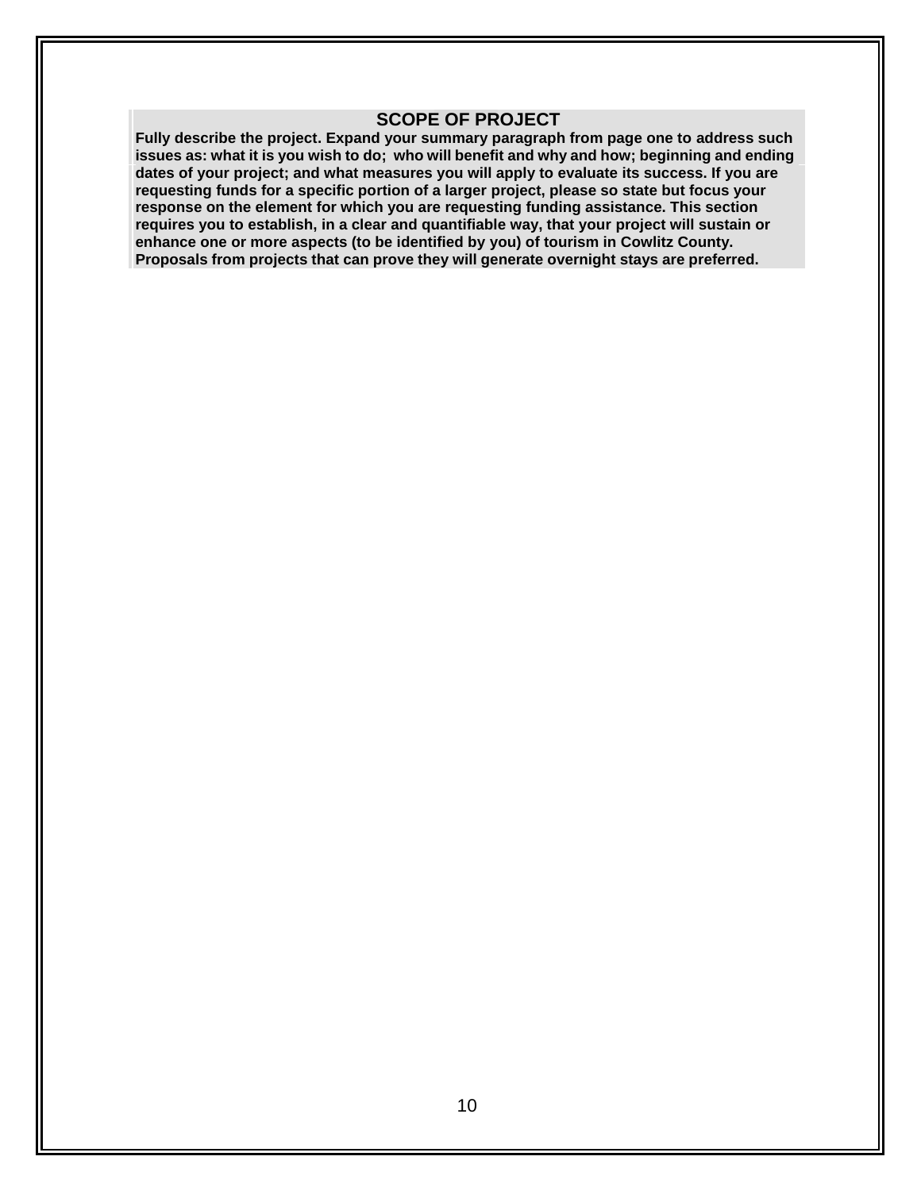## SCOPE OF PROJECT

**Fully describe the project. Expand your summary paragraph from page one to address such issues as: what it is you wish to do; who will benefit and why and how; beginning and ending dates of your project; and what measures you will apply to evaluate its success. If you are requesting funds for a specific portion of a larger project, please so state but focus your response on the element for which you are requesting funding assistance. This section requires you to establish, in a clear and quantifiable way, that your project will sustain or enhance one or more aspects (to be identified by you) of tourism in Cowlitz County. Proposals from projects that can prove they will generate overnight stays are preferred.**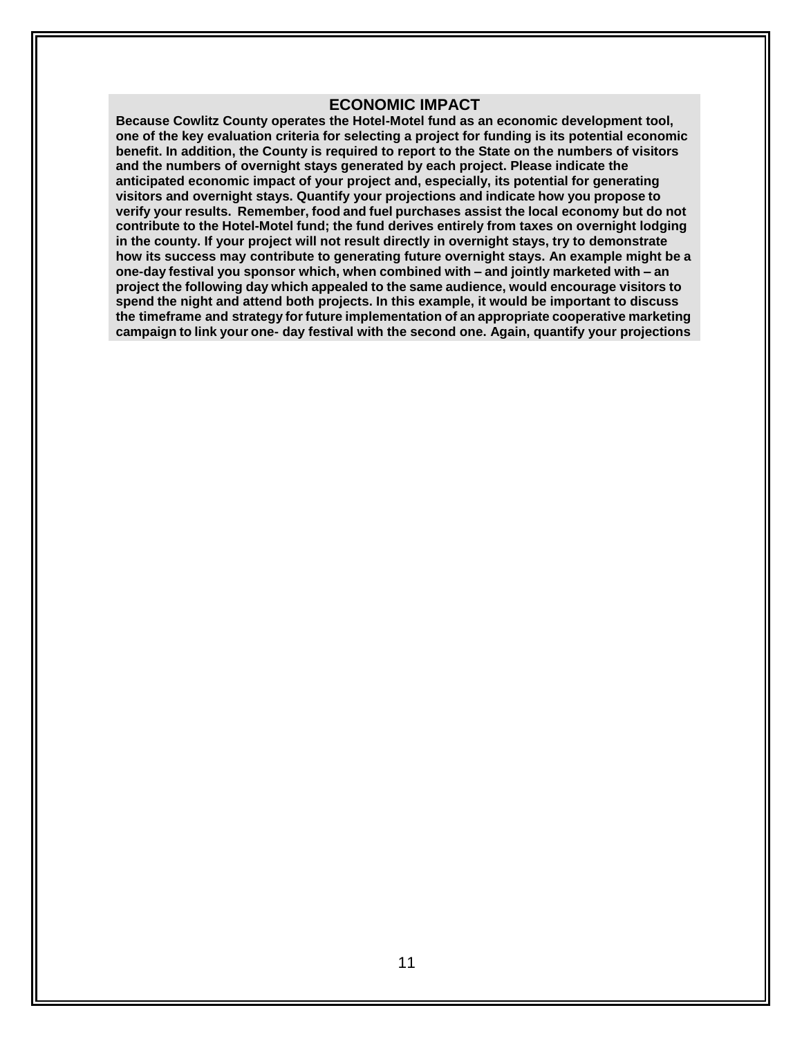## ECONOMIC IMPACT

**Because Cowlitz County operates the Hotel-Motel fund as an economic development tool, one of the key evaluation criteria for selecting a project for funding is its potential economic benefit. In addition, the County is required to report to the State on the numbers of visitors and the numbers of overnight stays generated by each project. Please indicate the anticipated economic impact of your project and, especially, its potential for generating visitors and overnight stays. Quantify your projections and indicate how you propose to verify your results. Remember, food and fuel purchases assist the local economy but do not contribute to the Hotel-Motel fund; the fund derives entirely from taxes on overnight lodging in the county. If your project will not result directly in overnight stays, try to demonstrate how its success may contribute to generating future overnight stays. An example might be a one-day festival you sponsor which, when combined with – and jointly marketed with – an project the following day which appealed to the same audience, would encourage visitors to spend the night and attend both projects. In this example, it would be important to discuss the timeframe and strategy for future implementation of an appropriate cooperative marketing campaign to link your one- day festival with the second one. Again, quantify your projections**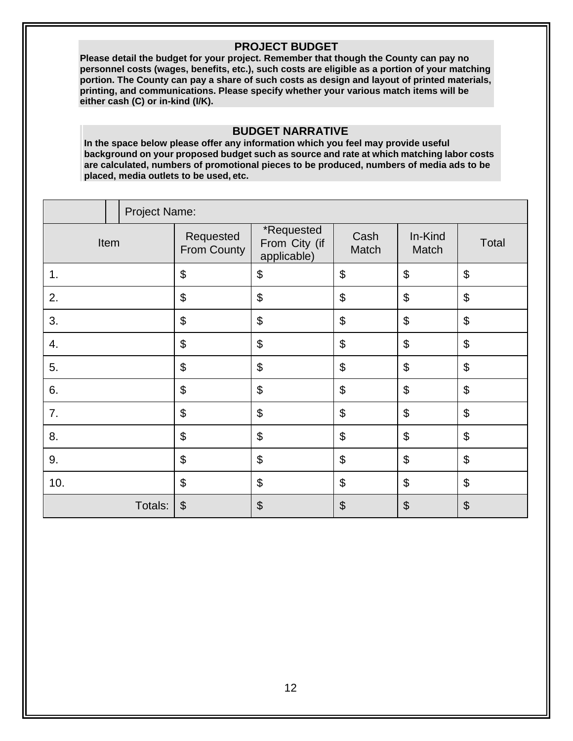## PROJECT BUDGET

**Please detail the budget for your project. Remember that though the County can pay no personnel costs (wages, benefits, etc.), such costs are eligible as a portion of your matching portion. The County can pay a share of such costs as design and layout of printed materials, printing, and communications. Please specify whether your various match items will be either cash (C) or in-kind (I/K).**

## BUDGET NARRATIVE

**In the space below please offer any information which you feel may provide useful background on your proposed budget such as source and rate at which matching labor costs are calculated, numbers of promotional pieces to be produced, numbers of media ads to be placed, media outlets to be used, etc.**

| Project Name: | | | | | |
|---|---|---|---|---|---|
| Item | Requested From County | *Requested From City (if applicable) | Cash Match | In-Kind Match | Total |
| 1. | $ | $ | $ | $ | $ |
| 2. | $ | $ | $ | $ | $ |
| 3. | $ | $ | $ | $ | $ |
| 4. | $ | $ | $ | $ | $ |
| 5. | $ | $ | $ | $ | $ |
| 6. | $ | $ | $ | $ | $ |
| 7. | $ | $ | $ | $ | $ |
| 8. | $ | $ | $ | $ | $ |
| 9. | $ | $ | $ | $ | $ |
| 10. | $ | $ | $ | $ | $ |
| Totals: | $ | $ | $ | $ | $ |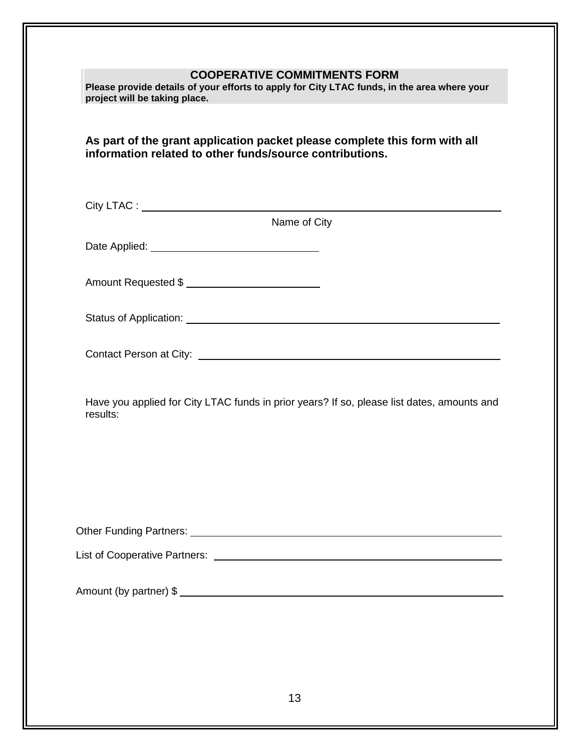## COOPERATIVE COMMITMENTS FORM

**Please provide details of your efforts to apply for City LTAC funds, in the area where your project will be taking place.**

**As part of the grant application packet please complete this form with all information related to other funds/source contributions.**

City LTAC : ______________________________________________

Name of City

Date Applied: ______________________

Amount Requested $ ____________________

Status of Application: ________________________________________

Contact Person at City: ______________________________________

Have you applied for City LTAC funds in prior years? If so, please list dates, amounts and results:

Other Funding Partners: ______________________________________

List of Cooperative Partners: __________________________________

Amount (by partner) $ _______________________________________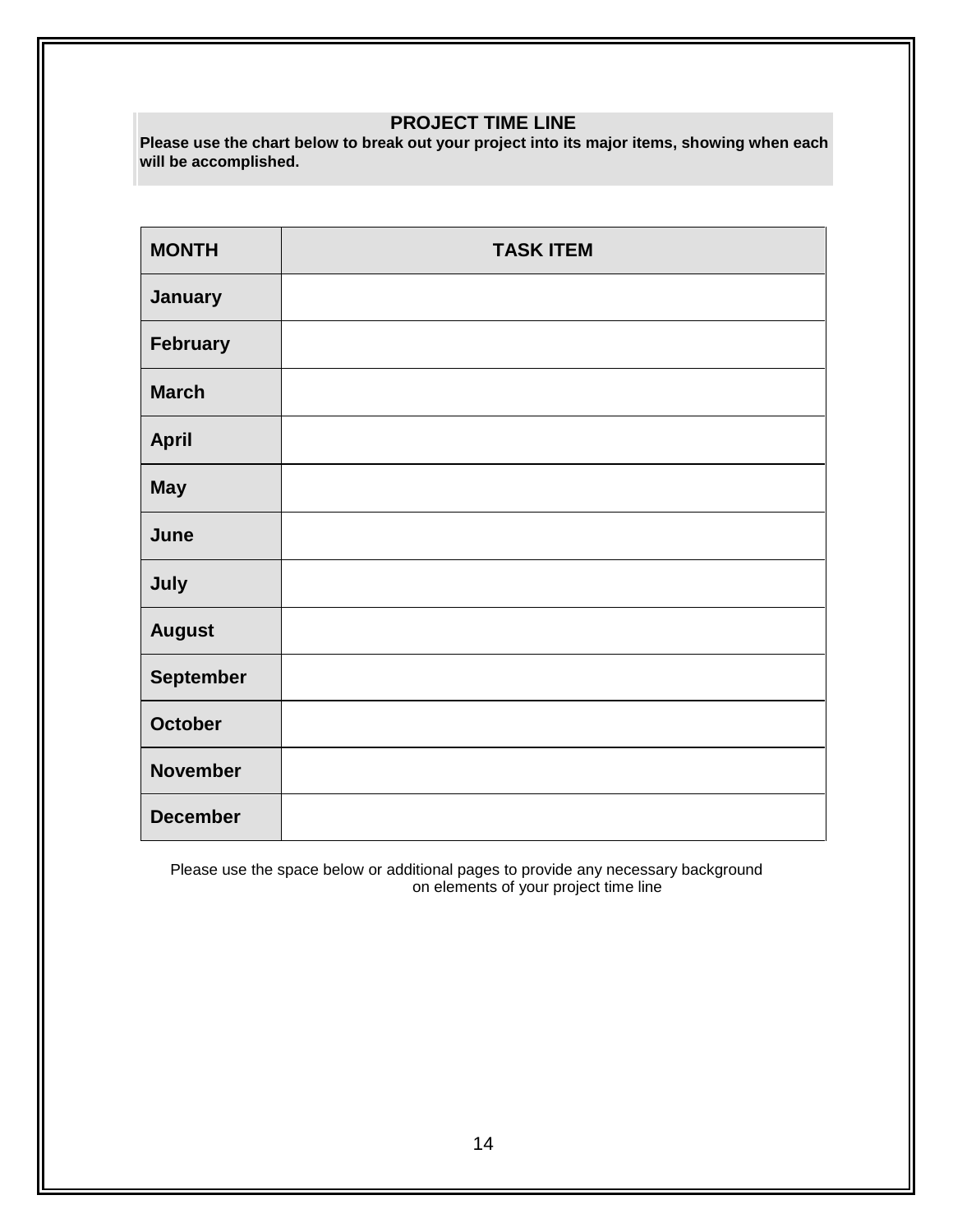## PROJECT TIME LINE

**Please use the chart below to break out your project into its major items, showing when each will be accomplished.**

| MONTH | TASK ITEM |
|---|---|
| **January** | |
| **February** | |
| **March** | |
| **April** | |
| **May** | |
| **June** | |
| **July** | |
| **August** | |
| **September** | |
| **October** | |
| **November** | |
| **December** | |

Please use the space below or additional pages to provide any necessary background on elements of your project time line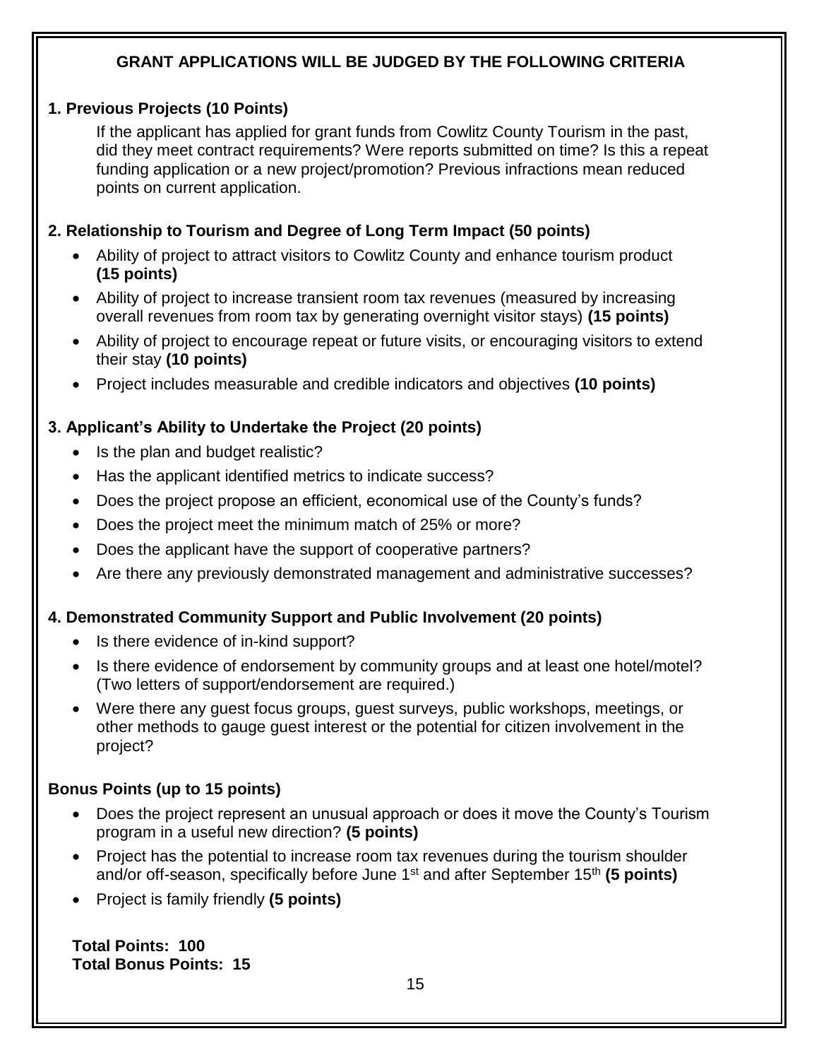## GRANT APPLICATIONS WILL BE JUDGED BY THE FOLLOWING CRITERIA

### 1. Previous Projects (10 Points)

If the applicant has applied for grant funds from Cowlitz County Tourism in the past, did they meet contract requirements? Were reports submitted on time? Is this a repeat funding application or a new project/promotion? Previous infractions mean reduced points on current application.

### 2. Relationship to Tourism and Degree of Long Term Impact (50 points)

- Ability of project to attract visitors to Cowlitz County and enhance tourism product **(15 points)**
- Ability of project to increase transient room tax revenues (measured by increasing overall revenues from room tax by generating overnight visitor stays) **(15 points)**
- Ability of project to encourage repeat or future visits, or encouraging visitors to extend their stay **(10 points)**
- Project includes measurable and credible indicators and objectives **(10 points)**

### 3. Applicant's Ability to Undertake the Project (20 points)

- Is the plan and budget realistic?
- Has the applicant identified metrics to indicate success?
- Does the project propose an efficient, economical use of the County's funds?
- Does the project meet the minimum match of 25% or more?
- Does the applicant have the support of cooperative partners?
- Are there any previously demonstrated management and administrative successes?

### 4. Demonstrated Community Support and Public Involvement (20 points)

- Is there evidence of in-kind support?
- Is there evidence of endorsement by community groups and at least one hotel/motel? (Two letters of support/endorsement are required.)
- Were there any guest focus groups, guest surveys, public workshops, meetings, or other methods to gauge guest interest or the potential for citizen involvement in the project?

### Bonus Points (up to 15 points)

- Does the project represent an unusual approach or does it move the County's Tourism program in a useful new direction? **(5 points)**
- Project has the potential to increase room tax revenues during the tourism shoulder and/or off-season, specifically before June 1st and after September 15th **(5 points)**
- Project is family friendly **(5 points)**

**Total Points: 100**
**Total Bonus Points: 15**